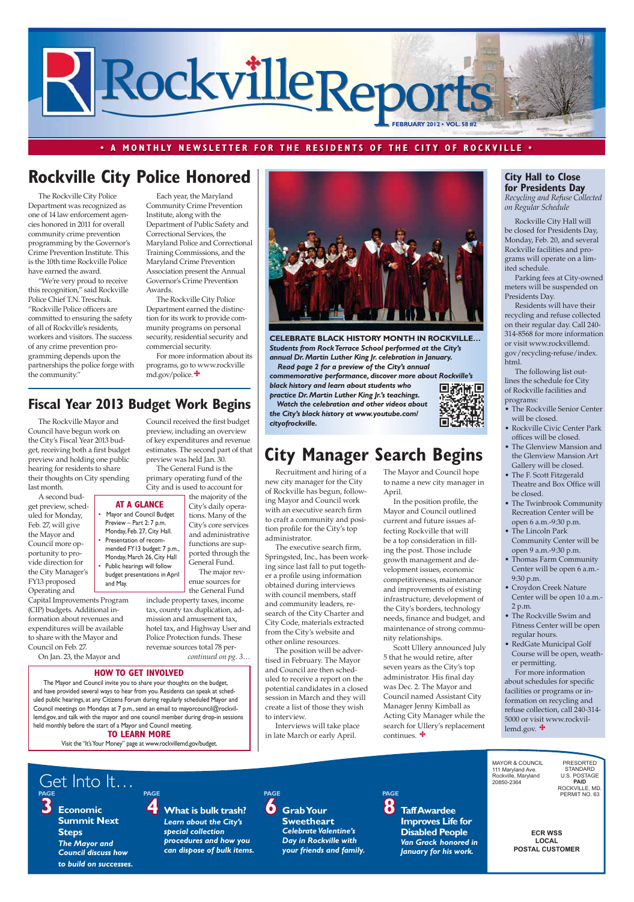# Rockville Reports

FEBRUARY 2012 • VOL. 58 #2

• A MONTHLY NEWSLETTER FOR THE RESIDENTS OF THE CITY OF ROCKVILLE •

## Rockville City Police Honored

The Rockville City Police Department was recognized as one of 14 law enforcement agencies honored in 2011 for overall community crime prevention programming by the Governor's Crime Prevention Institute. This is the 10th time Rockville Police have earned the award.

"We're very proud to receive this recognition," said Rockville Police Chief T.N. Treschuk. "Rockville Police officers are committed to ensuring the safety of all of Rockville's residents, workers and visitors. The success of any crime prevention programming depends upon the partnerships the police forge with the community."

Each year, the Maryland Community Crime Prevention Institute, along with the Department of Public Safety and Correctional Services, the Maryland Police and Correctional Training Commissions, and the Maryland Crime Prevention Association present the Annual Governor's Crime Prevention Awards.

The Rockville City Police Department earned the distinction for its work to provide community programs on personal security, residential security and commercial security.

For more information about its programs, go to www.rockvillemd.gov/police.

**CELEBRATE BLACK HISTORY MONTH IN ROCKVILLE…**
***Students from Rock Terrace School performed at the City's annual Dr. Martin Luther King Jr. celebration in January.***
***Read page 2 for a preview of the City's annual commemorative performance, discover more about Rockville's black history and learn about students who practice Dr. Martin Luther King Jr.'s teachings.***
***Watch the celebration and other videos about the City's black history at www.youtube.com/cityofrockville.***

## Fiscal Year 2013 Budget Work Begins

The Rockville Mayor and Council have begun work on the City's Fiscal Year 2013 budget, receiving both a first budget preview and holding one public hearing for residents to share their thoughts on City spending last month.

A second budget preview, scheduled for Monday, Feb. 27, will give the Mayor and Council more opportunity to provide direction for the City Manager's FY13 proposed Operating and Capital Improvements Program (CIP) budgets. Additional information about revenues and expenditures will be available to share with the Mayor and Council on Feb. 27.

On Jan. 23, the Mayor and Council received the first budget preview, including an overview of key expenditures and revenue estimates. The second part of that preview was held Jan. 30.

The General Fund is the primary operating fund of the City and is used to account for the majority of the City's daily operations. Many of the City's core services and administrative functions are supported through the General Fund.

The major revenue sources for the General Fund include property taxes, income tax, county tax duplication, admission and amusement tax, hotel tax, and Highway User and Police Protection funds. These revenue sources total 78 per-

*continued on pg. 3…*

**AT A GLANCE**

- Mayor and Council Budget Preview – Part 2: 7 p.m. Monday, Feb. 27, City Hall.
- Presentation of recommended FY13 budget: 7 p.m., Monday, March 26, City Hall
- Public hearings will follow budget presentations in April and May.

**HOW TO GET INVOLVED**

The Mayor and Council invite you to share your thoughts on the budget, and have provided several ways to hear from you. Residents can speak at scheduled public hearings, at any Citizens Forum during regularly scheduled Mayor and Council meetings on Mondays at 7 p.m., send an email to mayorcouncil@rockvillemd.gov, and talk with the mayor and one council member during drop-in sessions held monthly before the start of a Mayor and Council meeting.

**TO LEARN MORE**

Visit the "It's Your Money" page at www.rockvillemd.gov/budget.

## City Manager Search Begins

Recruitment and hiring of a new city manager for the City of Rockville has begun, following Mayor and Council work with an executive search firm to craft a community and position profile for the City's top administrator.

The executive search firm, Springsted, Inc., has been working since last fall to put together a profile using information obtained during interviews with council members, staff and community leaders, research of the City Charter and City Code, materials extracted from the City's website and other online resources.

The position will be advertised in February. The Mayor and Council are then scheduled to receive a report on the potential candidates in a closed session in March and they will create a list of those they wish to interview.

Interviews will take place in late March or early April. The Mayor and Council hope to name a new city manager in April.

In the position profile, the Mayor and Council outlined current and future issues affecting Rockville that will be a top consideration in filling the post. Those include growth management and development issues, economic competitiveness, maintenance and improvements of existing infrastructure, development of the City's borders, technology needs, finance and budget, and maintenance of strong community relationships.

Scott Ullery announced July 5 that he would retire, after seven years as the City's top administrator. His final day was Dec. 2. The Mayor and Council named Assistant City Manager Jenny Kimball as Acting City Manager while the search for Ullery's replacement continues.

## City Hall to Close for Presidents Day

*Recycling and Refuse Collected on Regular Schedule*

Rockville City Hall will be closed for Presidents Day, Monday, Feb. 20, and several Rockville facilities and programs will operate on a limited schedule.

Parking fees at City-owned meters will be suspended on Presidents Day.

Residents will have their recycling and refuse collected on their regular day. Call 240-314-8568 for more information or visit www.rockvillemd.gov/recycling-refuse/index.html.

The following list outlines the schedule for City of Rockville facilities and programs:

- The Rockville Senior Center will be closed.
- Rockville Civic Center Park offices will be closed.
- The Glenview Mansion and the Glenview Mansion Art Gallery will be closed.
- The F. Scott Fitzgerald Theatre and Box Office will be closed.
- The Twinbrook Community Recreation Center will be open 6 a.m.-9:30 p.m.
- The Lincoln Park Community Center will be open 9 a.m.-9:30 p.m.
- Thomas Farm Community Center will be open 6 a.m.-9:30 p.m.
- Croydon Creek Nature Center will be open 10 a.m.-2 p.m.
- The Rockville Swim and Fitness Center will be open regular hours.
- RedGate Municipal Golf Course will be open, weather permitting.

For more information about schedules for specific facilities or programs or information on recycling and refuse collection, call 240-314-5000 or visit www.rockvillemd.gov.

## Get Into It…

**PAGE 3 — Economic Summit Next Steps**
*The Mayor and Council discuss how to build on successes.*

**PAGE 4 — What is bulk trash?**
*Learn about the City's special collection procedures and how you can dispose of bulk items.*

**PAGE 6 — Grab Your Sweetheart**
*Celebrate Valentine's Day in Rockville with your friends and family.*

**PAGE 8 — Taff Awardee Improves Life for Disabled People**
*Van Grack honored in January for his work.*

MAYOR & COUNCIL
111 Maryland Ave.
Rockville, Maryland
20850-2364

PRESORTED STANDARD
U.S. POSTAGE
**PAID**
ROCKVILLE, MD.
PERMIT NO. 63

**ECR WSS**
**LOCAL**
**POSTAL CUSTOMER**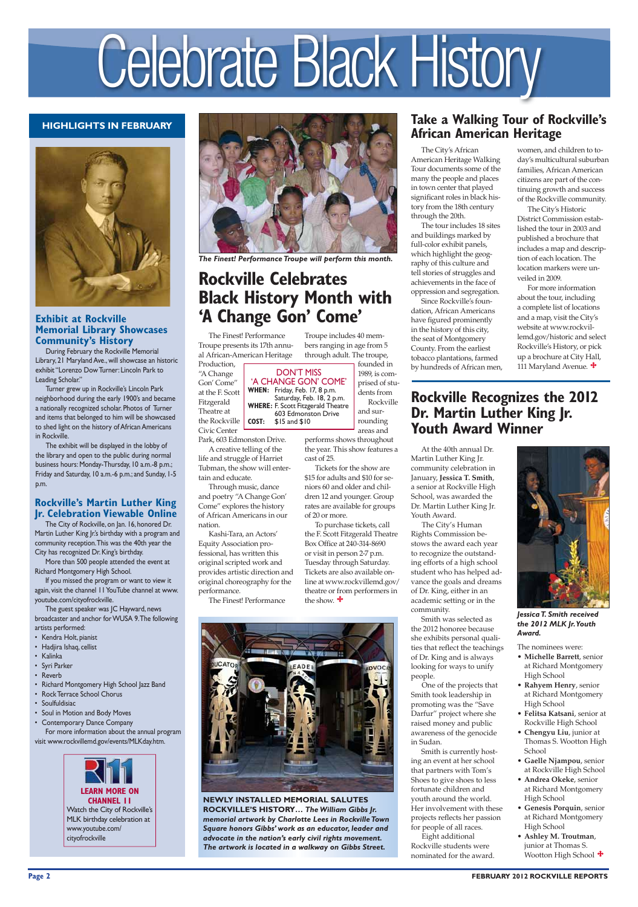# Celebrate Black History

## HIGHLIGHTS IN FEBRUARY

### Exhibit at Rockville Memorial Library Showcases Community's History

During February the Rockville Memorial Library, 21 Maryland Ave., will showcase an historic exhibit "Lorenzo Dow Turner: Lincoln Park to Leading Scholar."

Turner grew up in Rockville's Lincoln Park neighborhood during the early 1900's and became a nationally recognized scholar. Photos of Turner and items that belonged to him will be showcased to shed light on the history of African Americans in Rockville.

The exhibit will be displayed in the lobby of the library and open to the public during normal business hours: Monday-Thursday, 10 a.m.-8 p.m.; Friday and Saturday, 10 a.m.-6 p.m.; and Sunday, 1-5 p.m.

### Rockville's Martin Luther King Jr. Celebration Viewable Online

The City of Rockville, on Jan. 16, honored Dr. Martin Luther King Jr.'s birthday with a program and community reception. This was the 40th year the City has recognized Dr. King's birthday.

More than 500 people attended the event at Richard Montgomery High School.

If you missed the program or want to view it again, visit the channel 11 YouTube channel at www.youtube.com/cityofrockville.

The guest speaker was JC Hayward, news broadcaster and anchor for WUSA 9. The following artists performed:

- Kendra Holt, pianist
- Hadjira Ishaq, cellist
- Kalinka
- Syri Parker
- Reverb
- Richard Montgomery High School Jazz Band
- Rock Terrace School Chorus
- Soulfuldisiac
- Soul in Motion and Body Moves
- Contemporary Dance Company

For more information about the annual program visit www.rockvillemd.gov/events/MLKday.htm.

**LEARN MORE ON CHANNEL 11**
Watch the City of Rockville's MLK birthday celebration at www.youtube.com/cityofrockville

*The Finest! Performance Troupe will perform this month.*

## Rockville Celebrates Black History Month with 'A Change Gon' Come'

The Finest! Performance Troupe presents its 17th annual African-American Heritage Production, "A Change Gon' Come" at the F. Scott Fitzgerald Theatre at the Rockville Civic Center Park, 603 Edmonston Drive.

**DON'T MISS 'A CHANGE GON' COME'**
**WHEN:** Friday, Feb. 17, 8 p.m. Saturday, Feb. 18, 2 p.m.
**WHERE:** F. Scott Fitzgerald Theatre 603 Edmonston Drive
**COST:** $15 and $10

A creative telling of the life and struggle of Harriet Tubman, the show will entertain and educate.

Through music, dance and poetry "A Change Gon' Come" explores the history of African Americans in our nation.

Kashi-Tara, an Actors' Equity Association professional, has written this original scripted work and provides artistic direction and original choreography for the performance.

The Finest! Performance Troupe includes 40 members ranging in age from 5 through adult. The troupe, founded in 1989, is comprised of students from Rockville and surrounding areas and performs shows throughout the year. This show features a cast of 25.

Tickets for the show are $15 for adults and $10 for seniors 60 and older and children 12 and younger. Group rates are available for groups of 20 or more.

To purchase tickets, call the F. Scott Fitzgerald Theatre Box Office at 240-314-8690 or visit in person 2-7 p.m. Tuesday through Saturday. Tickets are also available online at www.rockvillemd.gov/theatre or from performers in the show.

**NEWLY INSTALLED MEMORIAL SALUTES ROCKVILLE'S HISTORY…** ***The William Gibbs Jr. memorial artwork by Charlotte Lees in Rockville Town Square honors Gibbs' work as an educator, leader and advocate in the nation's early civil rights movement. The artwork is located in a walkway on Gibbs Street.***

## Take a Walking Tour of Rockville's African American Heritage

The City's African American Heritage Walking Tour documents some of the many the people and places in town center that played significant roles in black history from the 18th century through the 20th.

The tour includes 18 sites and buildings marked by full-color exhibit panels, which highlight the geography of this culture and tell stories of struggles and achievements in the face of oppression and segregation.

Since Rockville's foundation, African Americans have figured prominently in the history of this city, the seat of Montgomery County. From the earliest tobacco plantations, farmed by hundreds of African men, women, and children to today's multicultural suburban families, African American citizens are part of the continuing growth and success of the Rockville community.

The City's Historic District Commission established the tour in 2003 and published a brochure that includes a map and description of each location. The location markers were unveiled in 2009.

For more information about the tour, including a complete list of locations and a map, visit the City's website at www.rockvillemd.gov/historic and select Rockville's History, or pick up a brochure at City Hall, 111 Maryland Avenue.

## Rockville Recognizes the 2012 Dr. Martin Luther King Jr. Youth Award Winner

At the 40th annual Dr. Martin Luther King Jr. community celebration in January, **Jessica T. Smith**, a senior at Rockville High School, was awarded the Dr. Martin Luther King Jr. Youth Award.

The City's Human Rights Commission bestows the award each year to recognize the outstanding efforts of a high school student who has helped advance the goals and dreams of Dr. King, either in an academic setting or in the community.

Smith was selected as the 2012 honoree because she exhibits personal qualities that reflect the teachings of Dr. King and is always looking for ways to unify people.

One of the projects that Smith took leadership in promoting was the "Save Darfur" project where she raised money and public awareness of the genocide in Sudan.

Smith is currently hosting an event at her school that partners with Tom's Shoes to give shoes to less fortunate children and youth around the world. Her involvement with these projects reflects her passion for people of all races.

Eight additional Rockville students were nominated for the award.

*Jessica T. Smith received the 2012 MLK Jr. Youth Award.*

The nominees were:

- **Michelle Barrett**, senior at Richard Montgomery High School
- **Rahyem Henry**, senior at Richard Montgomery High School
- **Felitsa Katsani**, senior at Rockville High School
- **Chengyu Liu**, junior at Thomas S. Wootton High School
- **Gaelle Njampou**, senior at Rockville High School
- **Andrea Okeke**, senior at Richard Montgomery High School
- **Genesis Porquin**, senior at Richard Montgomery High School
- **Ashley M. Troutman**, junior at Thomas S. Wootton High School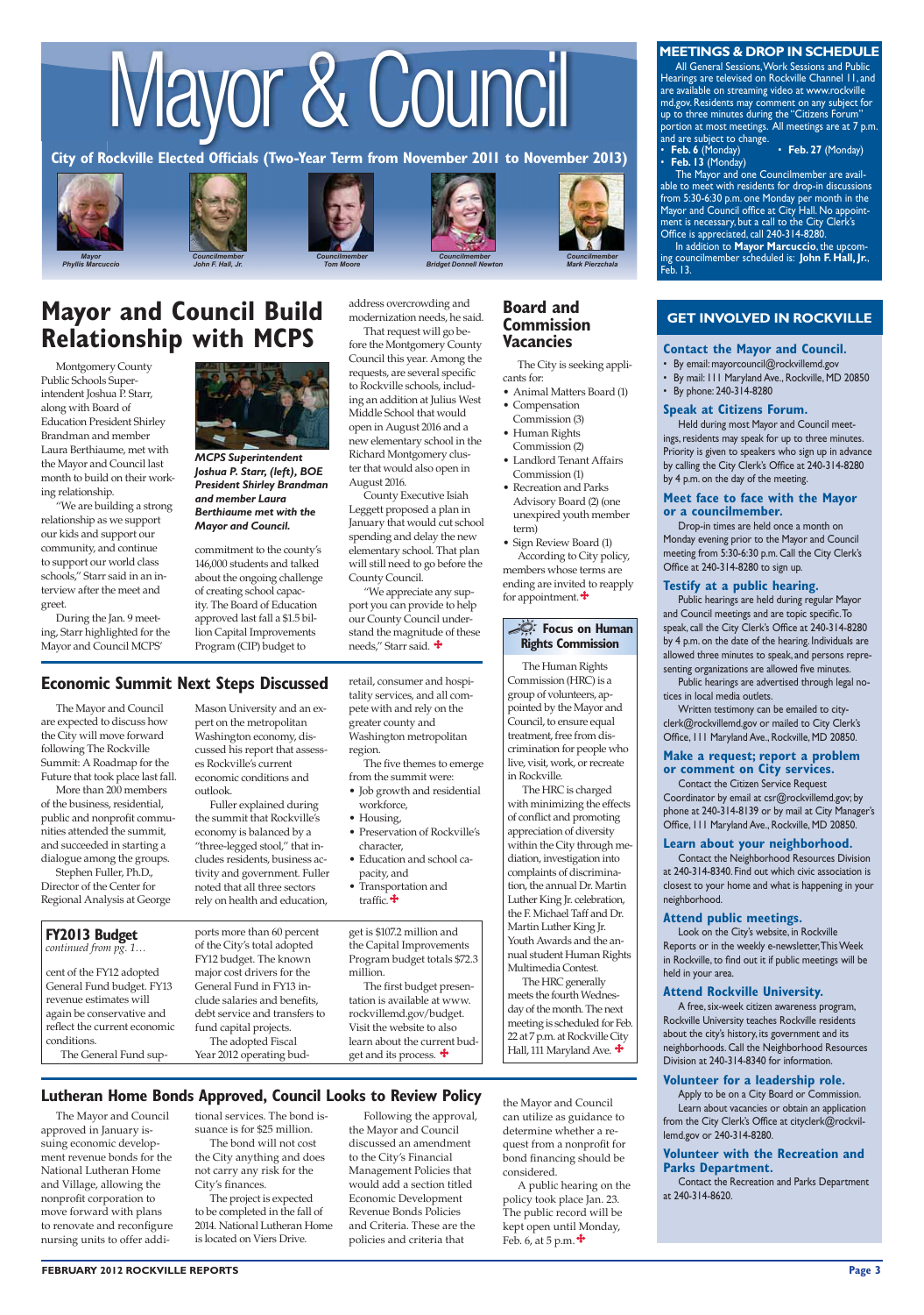# Mayor & Council

**City of Rockville Elected Officials (Two-Year Term from November 2011 to November 2013)**

*Mayor Phyllis Marcuccio*

*Councilmember John F. Hall, Jr.*

*Councilmember Tom Moore*

*Councilmember Bridget Donnell Newton*

*Councilmember Mark Pierzchala*

## MEETINGS & DROP IN SCHEDULE

All General Sessions, Work Sessions and Public Hearings are televised on Rockville Channel 11, and are available on streaming video at www.rockvillemd.gov. Residents may comment on any subject for up to three minutes during the "Citizens Forum" portion at most meetings. All meetings are at 7 p.m. and are subject to change.

- **Feb. 6** (Monday)
- **Feb. 13** (Monday)
- **Feb. 27** (Monday)

The Mayor and one Councilmember are available to meet with residents for drop-in discussions from 5:30-6:30 p.m. one Monday per month in the Mayor and Council office at City Hall. No appointment is necessary, but a call to the City Clerk's Office is appreciated, call 240-314-8280.

In addition to **Mayor Marcuccio**, the upcoming councilmember scheduled is: **John F. Hall, Jr.**, Feb. 13.

## Mayor and Council Build Relationship with MCPS

Montgomery County Public Schools Superintendent Joshua P. Starr, along with Board of Education President Shirley Brandman and member Laura Berthiaume, met with the Mayor and Council last month to build on their working relationship.

"We are building a strong relationship as we support our kids and support our community, and continue to support our world class schools," Starr said in an interview after the meet and greet.

During the Jan. 9 meeting, Starr highlighted for the Mayor and Council MCPS' commitment to the county's 146,000 students and talked about the ongoing challenge of creating school capacity. The Board of Education approved last fall a $1.5 billion Capital Improvements Program (CIP) budget to address overcrowding and modernization needs, he said.

*MCPS Superintendent Joshua P. Starr, (left), BOE President Shirley Brandman and member Laura Berthiaume met with the Mayor and Council.*

That request will go before the Montgomery County Council this year. Among the requests, are several specific to Rockville schools, including an addition at Julius West Middle School that would open in August 2016 and a new elementary school in the Richard Montgomery cluster that would also open in August 2016.

County Executive Isiah Leggett proposed a plan in January that would cut school spending and delay the new elementary school. That plan will still need to go before the County Council.

"We appreciate any support you can provide to help our County Council understand the magnitude of these needs," Starr said.

## Board and Commission Vacancies

The City is seeking applicants for:

- Animal Matters Board (1)
- Compensation Commission (3)
- Human Rights Commission (2)
- Landlord Tenant Affairs Commission (1)
- Recreation and Parks Advisory Board (2) (one unexpired youth member term)
- Sign Review Board (1)

According to City policy, members whose terms are ending are invited to reapply for appointment.

### Focus on Human Rights Commission

The Human Rights Commission (HRC) is a group of volunteers, appointed by the Mayor and Council, to ensure equal treatment, free from discrimination for people who live, visit, work, or recreate in Rockville.

The HRC is charged with minimizing the effects of conflict and promoting appreciation of diversity within the City through mediation, investigation into complaints of discrimination, the annual Dr. Martin Luther King Jr. celebration, the F. Michael Taff and Dr. Martin Luther King Jr. Youth Awards and the annual student Human Rights Multimedia Contest.

The HRC generally meets the fourth Wednesday of the month. The next meeting is scheduled for Feb. 22 at 7 p.m. at Rockville City Hall, 111 Maryland Ave.

## Economic Summit Next Steps Discussed

The Mayor and Council are expected to discuss how the City will move forward following The Rockville Summit: A Roadmap for the Future that took place last fall.

More than 200 members of the business, residential, public and nonprofit communities attended the summit, and succeeded in starting a dialogue among the groups.

Stephen Fuller, Ph.D., Director of the Center for Regional Analysis at George Mason University and an expert on the metropolitan Washington economy, discussed his report that assesses Rockville's current economic conditions and outlook.

Fuller explained during the summit that Rockville's economy is balanced by a "three-legged stool," that includes residents, business activity and government. Fuller noted that all three sectors rely on health and education, retail, consumer and hospitality services, and all compete with and rely on the greater county and Washington metropolitan region.

The five themes to emerge from the summit were:

- Job growth and residential workforce,
- Housing,
- Preservation of Rockville's character,
- Education and school capacity, and
- Transportation and traffic.

## FY2013 Budget

*continued from pg. 1…*

cent of the FY12 adopted General Fund budget. FY13 revenue estimates will again be conservative and reflect the current economic conditions.

The General Fund supports more than 60 percent of the City's total adopted FY12 budget. The known major cost drivers for the General Fund in FY13 include salaries and benefits, debt service and transfers to fund capital projects.

The adopted Fiscal Year 2012 operating budget is $107.2 million and the Capital Improvements Program budget totals $72.3 million.

The first budget presentation is available at www.rockvillemd.gov/budget. Visit the website to also learn about the current budget and its process.

## Lutheran Home Bonds Approved, Council Looks to Review Policy

The Mayor and Council approved in January issuing economic development revenue bonds for the National Lutheran Home and Village, allowing the nonprofit corporation to move forward with plans to renovate and reconfigure nursing units to offer additional services. The bond issuance is for $25 million.

The bond will not cost the City anything and does not carry any risk for the City's finances.

The project is expected to be completed in the fall of 2014. National Lutheran Home is located on Viers Drive.

Following the approval, the Mayor and Council discussed an amendment to the City's Financial Management Policies that would add a section titled Economic Development Revenue Bonds Policies and Criteria. These are the policies and criteria that the Mayor and Council can utilize as guidance to determine whether a request from a nonprofit for bond financing should be considered.

A public hearing on the policy took place Jan. 23. The public record will be kept open until Monday, Feb. 6, at 5 p.m.

## GET INVOLVED IN ROCKVILLE

### Contact the Mayor and Council.

- By email: mayorcouncil@rockvillemd.gov
- By mail: 111 Maryland Ave., Rockville, MD 20850
- By phone: 240-314-8280

### Speak at Citizens Forum.

Held during most Mayor and Council meetings, residents may speak for up to three minutes. Priority is given to speakers who sign up in advance by calling the City Clerk's Office at 240-314-8280 by 4 p.m. on the day of the meeting.

### Meet face to face with the Mayor or a councilmember.

Drop-in times are held once a month on Monday evening prior to the Mayor and Council meeting from 5:30-6:30 p.m. Call the City Clerk's Office at 240-314-8280 to sign up.

### Testify at a public hearing.

Public hearings are held during regular Mayor and Council meetings and are topic specific. To speak, call the City Clerk's Office at 240-314-8280 by 4 p.m. on the date of the hearing. Individuals are allowed three minutes to speak, and persons representing organizations are allowed five minutes.

Public hearings are advertised through legal notices in local media outlets.

Written testimony can be emailed to cityclerk@rockvillemd.gov or mailed to City Clerk's Office, 111 Maryland Ave., Rockville, MD 20850.

### Make a request; report a problem or comment on City services.

Contact the Citizen Service Request Coordinator by email at csr@rockvillemd.gov; by phone at 240-314-8139 or by mail at City Manager's Office, 111 Maryland Ave., Rockville, MD 20850.

### Learn about your neighborhood.

Contact the Neighborhood Resources Division at 240-314-8340. Find out which civic association is closest to your home and what is happening in your neighborhood.

### Attend public meetings.

Look on the City's website, in Rockville Reports or in the weekly e-newsletter, This Week in Rockville, to find out if public meetings will be held in your area.

### Attend Rockville University.

A free, six-week citizen awareness program, Rockville University teaches Rockville residents about the city's history, its government and its neighborhoods. Call the Neighborhood Resources Division at 240-314-8340 for information.

### Volunteer for a leadership role.

Apply to be on a City Board or Commission. Learn about vacancies or obtain an application from the City Clerk's Office at cityclerk@rockvillemd.gov or 240-314-8280.

### Volunteer with the Recreation and Parks Department.

Contact the Recreation and Parks Department at 240-314-8620.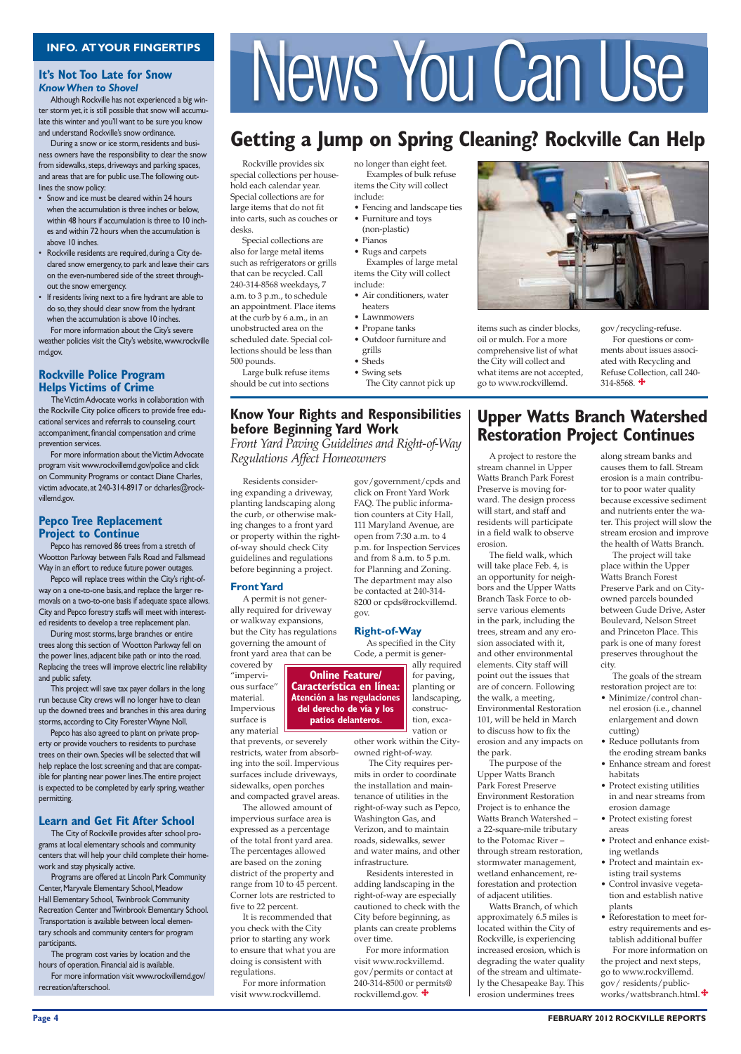# News You Can Use

## INFO. AT YOUR FINGERTIPS

### It's Not Too Late for Snow

*Know When to Shovel*

Although Rockville has not experienced a big winter storm yet, it is still possible that snow will accumulate this winter and you'll want to be sure you know and understand Rockville's snow ordinance.

During a snow or ice storm, residents and business owners have the responsibility to clear the snow from sidewalks, steps, driveways and parking spaces, and areas that are for public use. The following outlines the snow policy:

- Snow and ice must be cleared within 24 hours when the accumulation is three inches or below, within 48 hours if accumulation is three to 10 inches and within 72 hours when the accumulation is above 10 inches.
- Rockville residents are required, during a City declared snow emergency, to park and leave their cars on the even-numbered side of the street throughout the snow emergency.
- If residents living next to a fire hydrant are able to do so, they should clear snow from the hydrant when the accumulation is above 10 inches.

For more information about the City's severe weather policies visit the City's website, www.rockvillemd.gov.

### Rockville Police Program Helps Victims of Crime

The Victim Advocate works in collaboration with the Rockville City police officers to provide free educational services and referrals to counseling, court accompaniment, financial compensation and crime prevention services.

For more information about the Victim Advocate program visit www.rockvillemd.gov/police and click on Community Programs or contact Diane Charles, victim advocate, at 240-314-8917 or dcharles@rockvillemd.gov.

### Pepco Tree Replacement Project to Continue

Pepco has removed 86 trees from a stretch of Wootton Parkway between Falls Road and Fallsmead Way in an effort to reduce future power outages.

Pepco will replace trees within the City's right-of-way on a one-to-one basis, and replace the larger removals on a two-to-one basis if adequate space allows. City and Pepco forestry staffs will meet with interested residents to develop a tree replacement plan.

During most storms, large branches or entire trees along this section of Wootton Parkway fell on the power lines, adjacent bike path or into the road. Replacing the trees will improve electric line reliability and public safety.

This project will save tax payer dollars in the long run because City crews will no longer have to clean up the downed trees and branches in this area during storms, according to City Forester Wayne Noll.

Pepco has also agreed to plant on private property or provide vouchers to residents to purchase trees on their own. Species will be selected that will help replace the lost screening and that are compatible for planting near power lines. The entire project is expected to be completed by early spring, weather permitting.

### Learn and Get Fit After School

The City of Rockville provides after school programs at local elementary schools and community centers that will help your child complete their homework and stay physically active.

Programs are offered at Lincoln Park Community Center, Maryvale Elementary School, Meadow Hall Elementary School, Twinbrook Community Recreation Center and Twinbrook Elementary School. Transportation is available between local elementary schools and community centers for program participants.

The program cost varies by location and the hours of operation. Financial aid is available.

For more information visit www.rockvillemd.gov/recreation/afterschool.

## Getting a Jump on Spring Cleaning? Rockville Can Help

Rockville provides six special collections per household each calendar year. Special collections are for large items that do not fit into carts, such as couches or desks.

Special collections are also for large metal items such as refrigerators or grills that can be recycled. Call 240-314-8568 weekdays, 7 a.m. to 3 p.m., to schedule an appointment. Place items at the curb by 6 a.m., in an unobstructed area on the scheduled date. Special collections should be less than 500 pounds.

Large bulk refuse items should be cut into sections no longer than eight feet.

Examples of bulk refuse items the City will collect include:

- Fencing and landscape ties
- Furniture and toys (non-plastic)
- Pianos
- Rugs and carpets

Examples of large metal items the City will collect include:

- Air conditioners, water heaters
- Lawnmowers
- Propane tanks
- Outdoor furniture and grills
- Sheds
- Swing sets

The City cannot pick up items such as cinder blocks, oil or mulch. For a more comprehensive list of what the City will collect and what items are not accepted, go to www.rockvillemd.gov/recycling-refuse.

For questions or comments about issues associated with Recycling and Refuse Collection, call 240-314-8568.

## Know Your Rights and Responsibilities before Beginning Yard Work

*Front Yard Paving Guidelines and Right-of-Way Regulations Affect Homeowners*

Residents considering expanding a driveway, planting landscaping along the curb, or otherwise making changes to a front yard or property within the right-of-way should check City guidelines and regulations before beginning a project.

### Front Yard

A permit is not generally required for driveway or walkway expansions, but the City has regulations governing the amount of front yard area that can be covered by "impervious surface" material. Impervious surface is any material that prevents, or severely restricts, water from absorbing into the soil. Impervious surfaces include driveways, sidewalks, open porches and compacted gravel areas.

The allowed amount of impervious surface area is expressed as a percentage of the total front yard area. The percentages allowed are based on the zoning district of the property and range from 10 to 45 percent. Corner lots are restricted to five to 22 percent.

It is recommended that you check with the City prior to starting any work to ensure that what you are doing is consistent with regulations.

For more information visit www.rockvillemd.gov/government/cpds and click on Front Yard Work FAQ. The public information counters at City Hall, 111 Maryland Avenue, are open from 7:30 a.m. to 4 p.m. for Inspection Services and from 8 a.m. to 5 p.m. for Planning and Zoning. The department may also be contacted at 240-314-8200 or cpds@rockvillemd.gov.

**Online Feature/ Característica en línea: Atención a las regulaciones del derecho de vía y los patios delanteros.**

### Right-of-Way

As specified in the City Code, a permit is generally required for paving, planting or landscaping, construction, excavation or other work within the City-owned right-of-way.

The City requires permits in order to coordinate the installation and maintenance of utilities in the right-of-way such as Pepco, Washington Gas, and Verizon, and to maintain roads, sidewalks, sewer and water mains, and other infrastructure.

Residents interested in adding landscaping in the right-of-way are especially cautioned to check with the City before beginning, as plants can create problems over time.

For more information visit www.rockvillemd.gov/permits or contact at 240-314-8500 or permits@rockvillemd.gov.

## Upper Watts Branch Watershed Restoration Project Continues

A project to restore the stream channel in Upper Watts Branch Park Forest Preserve is moving forward. The design process will start, and staff and residents will participate in a field walk to observe erosion.

The field walk, which will take place Feb. 4, is an opportunity for neighbors and the Upper Watts Branch Task Force to observe various elements in the park, including the trees, stream and any erosion associated with it, and other environmental elements. City staff will point out the issues that are of concern. Following the walk, a meeting, Environmental Restoration 101, will be held in March to discuss how to fix the erosion and any impacts on the park.

The purpose of the Upper Watts Branch Park Forest Preserve Environment Restoration Project is to enhance the Watts Branch Watershed – a 22-square-mile tributary to the Potomac River – through stream restoration, stormwater management, wetland enhancement, reforestation and protection of adjacent utilities.

Watts Branch, of which approximately 6.5 miles is located within the City of Rockville, is experiencing increased erosion, which is degrading the water quality of the stream and ultimately the Chesapeake Bay. This erosion undermines trees along stream banks and causes them to fall. Stream erosion is a main contributor to poor water quality because excessive sediment and nutrients enter the water. This project will slow the stream erosion and improve the health of Watts Branch.

The project will take place within the Upper Watts Branch Forest Preserve Park and on City-owned parcels bounded between Gude Drive, Aster Boulevard, Nelson Street and Princeton Place. This park is one of many forest preserves throughout the city.

The goals of the stream restoration project are to:

- Minimize/control channel erosion (i.e., channel enlargement and down cutting)
- Reduce pollutants from the eroding stream banks
- Enhance stream and forest habitats
- Protect existing utilities in and near streams from erosion damage
- Protect existing forest areas
- Protect and enhance existing wetlands
- Protect and maintain existing trail systems
- Control invasive vegetation and establish native plants
- Reforestation to meet forestry requirements and establish additional buffer

For more information on the project and next steps, go to www.rockvillemd.gov/residents/publicworks/wattsbranch.html.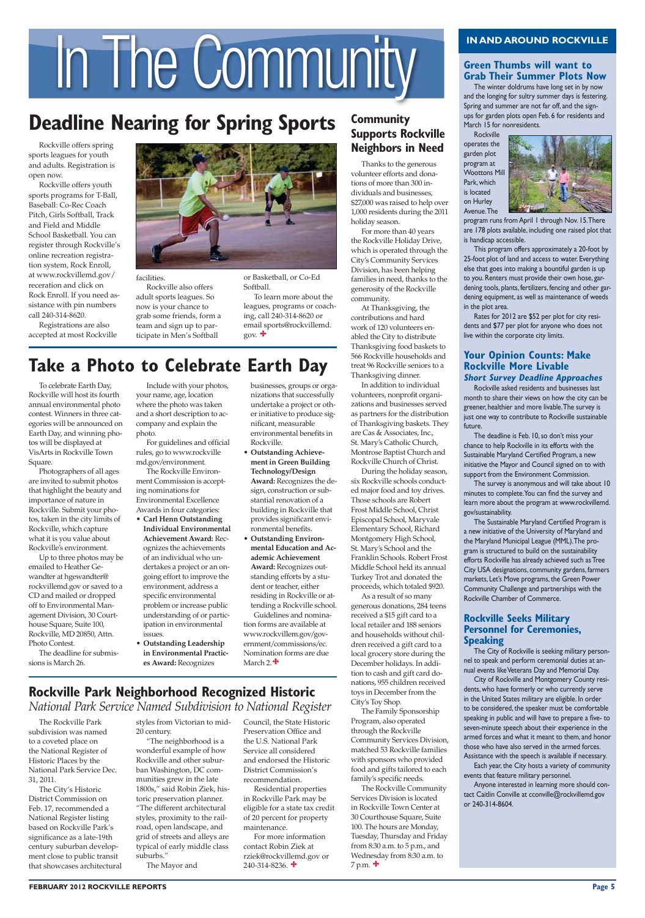# In The Community

## Deadline Nearing for Spring Sports

Rockville offers spring sports leagues for youth and adults. Registration is open now.

Rockville offers youth sports programs for T-Ball, Baseball: Co-Rec Coach Pitch, Girls Softball, Track and Field and Middle School Basketball. You can register through Rockville's online recreation registration system, Rock Enroll, at www.rockvillemd.gov/recreation and click on Rock Enroll. If you need assistance with pin numbers call 240-314-8620.

Registrations are also accepted at most Rockville facilities.

Rockville also offers adult sports leagues. So now is your chance to grab some friends, form a team and sign up to participate in Men's Softball or Basketball, or Co-Ed Softball.

To learn more about the leagues, programs or coaching, call 240-314-8620 or email sports@rockvillemd.gov.

## Take a Photo to Celebrate Earth Day

To celebrate Earth Day, Rockville will host its fourth annual environmental photo contest. Winners in three categories will be announced on Earth Day, and winning photos will be displayed at VisArts in Rockville Town Square.

Photographers of all ages are invited to submit photos that highlight the beauty and importance of nature in Rockville. Submit your photos, taken in the city limits of Rockville, which capture what it is you value about Rockville's environment.

Up to three photos may be emailed to Heather Gewandter at hgewandter@rockvillemd.gov or saved to a CD and mailed or dropped off to Environmental Management Division, 30 Courthouse Square, Suite 100, Rockville, MD 20850, Attn. Photo Contest.

The deadline for submissions is March 26.

Include with your photos, your name, age, location where the photo was taken and a short description to accompany and explain the photo.

For guidelines and official rules, go to www.rockvillemd.gov/environment.

The Rockville Environment Commission is accepting nominations for Environmental Excellence Awards in four categories:

- **Carl Henn Outstanding Individual Environmental Achievement Award:** Recognizes the achievements of an individual who undertakes a project or an ongoing effort to improve the environment, address a specific environmental problem or increase public understanding of or participation in environmental issues.
- **Outstanding Leadership in Environmental Practices Award:** Recognizes businesses, groups or organizations that successfully undertake a project or other initiative to produce significant, measurable environmental benefits in Rockville.
- **Outstanding Achievement in Green Building Technology/Design Award:** Recognizes the design, construction or substantial renovation of a building in Rockville that provides significant environmental benefits.
- **Outstanding Environmental Education and Academic Achievement Award:** Recognizes outstanding efforts by a student or teacher, either residing in Rockville or attending a Rockville school.

Guidelines and nomination forms are available at www.rockvillem.gov/government/commissions/ec. Nomination forms are due March 2.

## Rockville Park Neighborhood Recognized Historic

*National Park Service Named Subdivision to National Register*

The Rockville Park subdivision was named to a coveted place on the National Register of Historic Places by the National Park Service Dec. 31, 2011.

The City's Historic District Commission on Feb. 17, recommended a National Register listing based on Rockville Park's significance as a late-19th century suburban development close to public transit that showcases architectural styles from Victorian to mid-20 century.

"The neighborhood is a wonderful example of how Rockville and other suburban Washington, DC communities grew in the late 1800s," said Robin Ziek, historic preservation planner. "The different architectural styles, proximity to the railroad, open landscape, and grid of streets and alleys are typical of early middle class suburbs."

The Mayor and Council, the State Historic Preservation Office and the U.S. National Park Service all considered and endorsed the Historic District Commission's recommendation.

Residential properties in Rockville Park may be eligible for a state tax credit of 20 percent for property maintenance.

For more information contact Robin Ziek at rziek@rockvillemd.gov or 240-314-8236.

## Community Supports Rockville Neighbors in Need

Thanks to the generous volunteer efforts and donations of more than 300 individuals and businesses, $27,000 was raised to help over 1,000 residents during the 2011 holiday season.

For more than 40 years the Rockville Holiday Drive, which is operated through the City's Community Services Division, has been helping families in need, thanks to the generosity of the Rockville community.

At Thanksgiving, the contributions and hard work of 120 volunteers enabled the City to distribute Thanksgiving food baskets to 566 Rockville households and treat 96 Rockville seniors to a Thanksgiving dinner.

In addition to individual volunteers, nonprofit organizations and businesses served as partners for the distribution of Thanksgiving baskets. They are Cas & Associates, Inc., St. Mary's Catholic Church, Montrose Baptist Church and Rockville Church of Christ.

During the holiday season, six Rockville schools conducted major food and toy drives. Those schools are Robert Frost Middle School, Christ Episcopal School, Maryvale Elementary School, Richard Montgomery High School, St. Mary's School and the Franklin Schools. Robert Frost Middle School held its annual Turkey Trot and donated the proceeds, which totaled $920.

As a result of so many generous donations, 284 teens received a $15 gift card to a local retailer and 188 seniors and households without children received a gift card to a local grocery store during the December holidays. In addition to cash and gift card donations, 955 children received toys in December from the City's Toy Shop.

The Family Sponsorship Program, also operated through the Rockville Community Services Division, matched 53 Rockville families with sponsors who provided food and gifts tailored to each family's specific needs.

The Rockville Community Services Division is located in Rockville Town Center at 30 Courthouse Square, Suite 100. The hours are Monday, Tuesday, Thursday and Friday from 8:30 a.m. to 5 p.m., and Wednesday from 8:30 a.m. to 7 p.m.

## IN AND AROUND ROCKVILLE

### Green Thumbs will want to Grab Their Summer Plots Now

The winter doldrums have long set in by now and the longing for sultry summer days is festering. Spring and summer are not far off, and the sign-ups for garden plots open Feb. 6 for residents and March 15 for nonresidents.

Rockville operates the garden plot program at Woottons Mill Park, which is located on Hurley Avenue. The program runs from April 1 through Nov. 15. There are 178 plots available, including one raised plot that is handicap accessible.

This program offers approximately a 20-foot by 25-foot plot of land and access to water. Everything else that goes into making a bountiful garden is up to you. Renters must provide their own hose, gardening tools, plants, fertilizers, fencing and other gardening equipment, as well as maintenance of weeds in the plot area.

Rates for 2012 are $52 per plot for city residents and $77 per plot for anyone who does not live within the corporate city limits.

### Your Opinion Counts: Make Rockville More Livable

***Short Survey Deadline Approaches***

Rockville asked residents and businesses last month to share their views on how the city can be greener, healthier and more livable. The survey is just one way to contribute to Rockville sustainable future.

The deadline is Feb. 10, so don't miss your chance to help Rockville in its efforts with the Sustainable Maryland Certified Program, a new initiative the Mayor and Council signed on to with support from the Environment Commission.

The survey is anonymous and will take about 10 minutes to complete. You can find the survey and learn more about the program at www.rockvillemd.gov/sustainability.

The Sustainable Maryland Certified Program is a new initiative of the University of Maryland and the Maryland Municipal League (MML). The program is structured to build on the sustainability efforts Rockville has already achieved such as Tree City USA designations, community gardens, farmers markets, Let's Move programs, the Green Power Community Challenge and partnerships with the Rockville Chamber of Commerce.

### Rockville Seeks Military Personnel for Ceremonies, Speaking

The City of Rockville is seeking military personnel to speak and perform ceremonial duties at annual events like Veterans Day and Memorial Day.

City of Rockville and Montgomery County residents, who have formerly or who currently serve in the United States military are eligible. In order to be considered, the speaker must be comfortable speaking in public and will have to prepare a five- to seven-minute speech about their experience in the armed forces and what it meant to them, and honor those who have also served in the armed forces. Assistance with the speech is available if necessary.

Each year, the City hosts a variety of community events that feature military personnel.

Anyone interested in learning more should contact Caitlin Conville at cconville@rockvillemd.gov or 240-314-8604.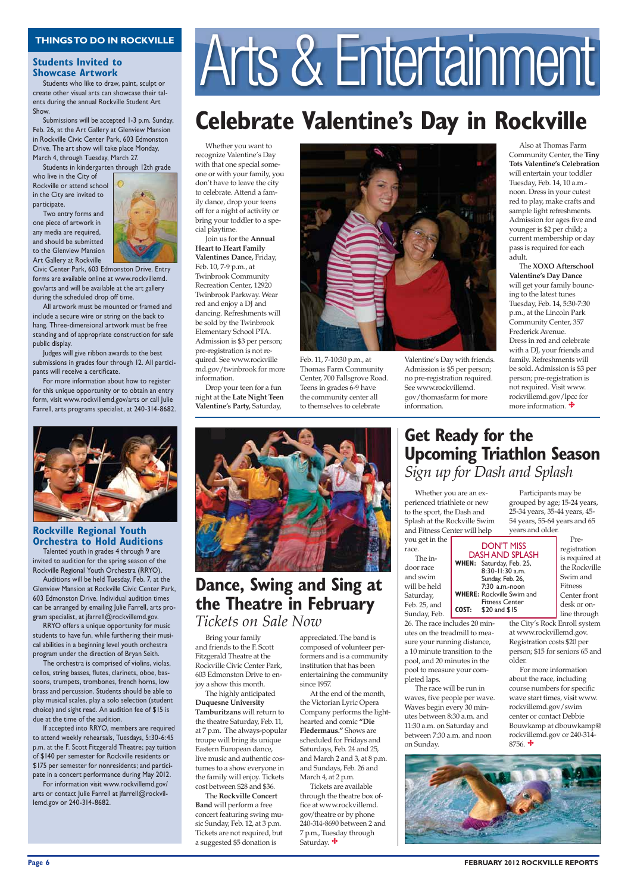# Arts & Entertainment

## THINGS TO DO IN ROCKVILLE

### Students Invited to Showcase Artwork

Students who like to draw, paint, sculpt or create other visual arts can showcase their talents during the annual Rockville Student Art Show.

Submissions will be accepted 1-3 p.m. Sunday, Feb. 26, at the Art Gallery at Glenview Mansion in Rockville Civic Center Park, 603 Edmonston Drive. The art show will take place Monday, March 4, through Tuesday, March 27.

Students in kindergarten through 12th grade who live in the City of Rockville or attend school in the City are invited to participate.

Two entry forms and one piece of artwork in any media are required, and should be submitted to the Glenview Mansion Art Gallery at Rockville Civic Center Park, 603 Edmonston Drive. Entry forms are available online at www.rockvillemd.gov/arts and will be available at the art gallery during the scheduled drop off time.

All artwork must be mounted or framed and include a secure wire or string on the back to hang. Three-dimensional artwork must be free standing and of appropriate construction for safe public display.

Judges will give ribbon awards to the best submissions in grades four through 12. All participants will receive a certificate.

For more information about how to register for this unique opportunity or to obtain an entry form, visit www.rockvillemd.gov/arts or call Julie Farrell, arts programs specialist, at 240-314-8682.

### Rockville Regional Youth Orchestra to Hold Auditions

Talented youth in grades 4 through 9 are invited to audition for the spring season of the Rockville Regional Youth Orchestra (RRYO).

Auditions will be held Tuesday, Feb. 7, at the Glenview Mansion at Rockville Civic Center Park, 603 Edmonston Drive. Individual audition times can be arranged by emailing Julie Farrell, arts program specialist, at jfarrell@rockvillemd.gov.

RRYO offers a unique opportunity for music students to have fun, while furthering their musical abilities in a beginning level youth orchestra program under the direction of Bryan Seith.

The orchestra is comprised of violins, violas, cellos, string basses, flutes, clarinets, oboe, bassoons, trumpets, trombones, french horns, low brass and percussion. Students should be able to play musical scales, play a solo selection (student choice) and sight read. An audition fee of $15 is due at the time of the audition.

If accepted into RRYO, members are required to attend weekly rehearsals, Tuesdays, 5:30-6:45 p.m. at the F. Scott Fitzgerald Theatre; pay tuition of $140 per semester for Rockville residents or $175 per semester for nonresidents; and participate in a concert performance during May 2012.

For information visit www.rockvillemd.gov/arts or contact Julie Farrell at jfarrell@rockvillemd.gov or 240-314-8682.

## Celebrate Valentine's Day in Rockville

Whether you want to recognize Valentine's Day with that one special someone or with your family, you don't have to leave the city to celebrate. Attend a family dance, drop your teens off for a night of activity or bring your toddler to a special playtime.

Join us for the **Annual Heart to Heart Family Valentines Dance,** Friday, Feb. 10, 7-9 p.m., at Twinbrook Community Recreation Center, 12920 Twinbrook Parkway. Wear red and enjoy a DJ and dancing. Refreshments will be sold by the Twinbrook Elementary School PTA. Admission is $3 per person; pre-registration is not required. See www.rockvillemd.gov/twinbrook for more information.

Drop your teen for a fun night at the **Late Night Teen Valentine's Party,** Saturday, Feb. 11, 7-10:30 p.m., at Thomas Farm Community Center, 700 Fallsgrove Road. Teens in grades 6-9 have the community center all to themselves to celebrate Valentine's Day with friends. Admission is $5 per person; no pre-registration required. See www.rockvillemd.gov/thomasfarm for more information.

Also at Thomas Farm Community Center, the **Tiny Tots Valentine's Celebration** will entertain your toddler Tuesday, Feb. 14, 10 a.m.-noon. Dress in your cutest red to play, make crafts and sample light refreshments. Admission for ages five and younger is $2 per child; a current membership or day pass is required for each adult.

The **XOXO Afterschool Valentine's Day Dance** will get your family bouncing to the latest tunes Tuesday, Feb. 14, 5:30-7:30 p.m., at the Lincoln Park Community Center, 357 Frederick Avenue. Dress in red and celebrate with a DJ, your friends and family. Refreshments will be sold. Admission is $3 per person; pre-registration is not required. Visit www.rockvillemd.gov/lpcc for more information.

## Dance, Swing and Sing at the Theatre in February

*Tickets on Sale Now*

Bring your family and friends to the F. Scott Fitzgerald Theatre at the Rockville Civic Center Park, 603 Edmonston Drive to enjoy a show this month.

The highly anticipated **Duquesne University Tamburitzans** will return to the theatre Saturday, Feb. 11, at 7 p.m. The always-popular troupe will bring its unique Eastern European dance, live music and authentic costumes to a show everyone in the family will enjoy. Tickets cost between $28 and $36.

The **Rockville Concert Band** will perform a free concert featuring swing music Sunday, Feb. 12, at 3 p.m. Tickets are not required, but a suggested $5 donation is appreciated. The band is composed of volunteer performers and is a community institution that has been entertaining the community since 1957.

At the end of the month, the Victorian Lyric Opera Company performs the lighthearted and comic **"Die Fledermaus."** Shows are scheduled for Fridays and Saturdays, Feb. 24 and 25, and March 2 and 3, at 8 p.m. and Sundays, Feb. 26 and March 4, at 2 p.m.

Tickets are available through the theatre box office at www.rockvillemd.gov/theatre or by phone 240-314-8690 between 2 and 7 p.m., Tuesday through Saturday.

## Get Ready for the Upcoming Triathlon Season

*Sign up for Dash and Splash*

Whether you are an experienced triathlete or new to the sport, the Dash and Splash at the Rockville Swim and Fitness Center will help you get in the race.

The indoor race and swim will be held Saturday, Feb. 25, and Sunday, Feb. 26. The race includes 20 minutes on the treadmill to measure your running distance, a 10 minute transition to the pool, and 20 minutes in the pool to measure your completed laps.

The race will be run in waves, five people per wave. Waves begin every 30 minutes between 8:30 a.m. and 11:30 a.m. on Saturday and between 7:30 a.m. and noon on Sunday.

Participants may be grouped by age; 15-24 years, 25-34 years, 35-44 years, 45-54 years, 55-64 years and 65 years and older.

**DON'T MISS DASH AND SPLASH**

**WHEN:** Saturday, Feb. 25, 8:30-11:30 a.m. Sunday, Feb. 26, 7:30 a.m.-noon
**WHERE:** Rockville Swim and Fitness Center
**COST:** $20 and $15

Pre-registration is required at the Rockville Swim and Fitness Center front desk or online through the City's Rock Enroll system at www.rockvillemd.gov. Registration costs $20 per person; $15 for seniors 65 and older.

For more information about the race, including course numbers for specific wave start times, visit www.rockvillemd.gov/swimcenter or contact Debbie Bouwkamp at dbouwkamp@rockvillemd.gov or 240-314-8756.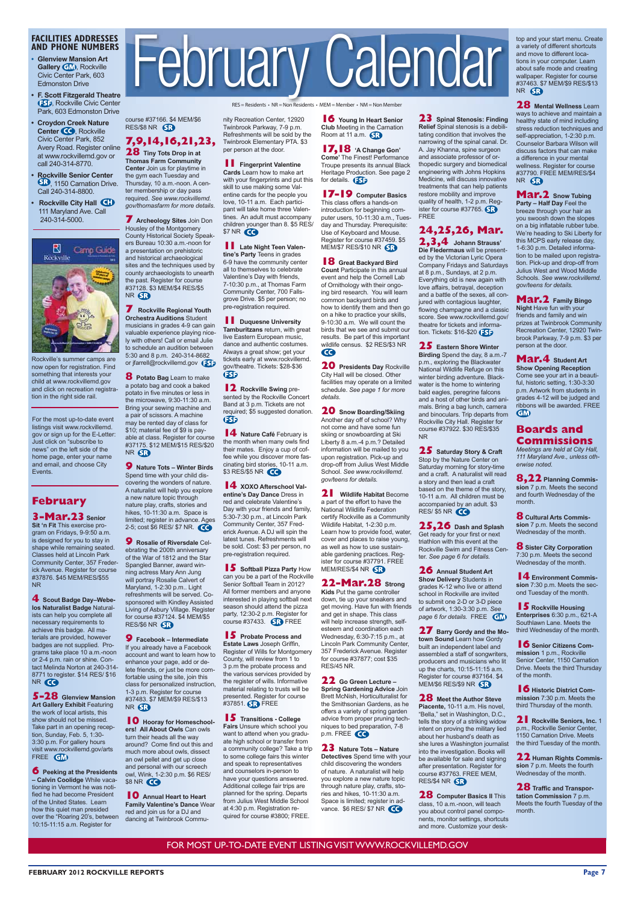## FACILITIES ADDRESSES AND PHONE NUMBERS

- **Glenview Mansion Art Gallery** GM, Rockville Civic Center Park, 603 Edmonston Drive
- **F. Scott Fitzgerald Theatre** FSF, Rockville Civic Center Park, 603 Edmonston Drive
- **Croydon Creek Nature Center** CC, Rockville Civic Center Park, 852 Avery Road. Register online at www.rockvillemd.gov or call 240-314-8770.
- **Rockville Senior Center** SR, 1150 Carnation Drive. Call 240-314-8800.
- **Rockville City Hall** CH 111 Maryland Ave. Call 240-314-5000.

Rockville's summer camps are now open for registration. Find something that interests your child at www.rockvillemd.gov and click on recreation registration in the right side rail.

For the most up-to-date event listings visit www.rockvillemd.gov or sign up for the E-Letter: Just click on "subscribe to news" on the left side of the home page, enter your name and email, and choose City Events.

# February Calendar

RES = Residents • NR = Non Residents • MEM = Member • NM = Non Member

## February

**3-Mar.23 Senior Sit 'n Fit** This exercise program on Fridays, 9-9:50 a.m. is designed for you to stay in shape while remaining seated. Classes held at Lincoln Park Community Center, 357 Frederick Avenue. Register for course #37876. $45 MEM/RES/$55 NR

**4 Scout Badge Day–Webelos Naturalist Badge** Naturalists can help you complete all necessary requirements to achieve this badge. All materials are provided, however badges are not supplied. Programs take place 10 a.m.-noon or 2-4 p.m. rain or shine. Contact Melinda Norton at 240-314-8771 to register. $14 RES/ $16 NR CC

**5-28 Glenview Mansion Art Gallery Exhibit** Featuring the work of local artists, this show should not be missed. Take part in an opening reception, Sunday, Feb. 5, 1:30-3:30 p.m. For gallery hours visit www.rockvillemd.gov/arts FREE GM

**6 Peeking at the Presidents – Calvin Coolidge** While vacationing in Vermont he was notified he had become President of the United States. Learn how this quiet man presided over the "Roaring 20's, between 10:15-11:15 a.m. Register for course #37166. $4 MEM/$6 RES/$8 NR SR

**7,9,14,16,21,23, 28 Tiny Tots Drop in at Thomas Farm Community Center** Join us for playtime in the gym each Tuesday and Thursday, 10 a.m.-noon. A center membership or day pass required. *See www.rockvillemd.gov/thomasfarm for more details.*

**7 Archeology Sites** Join Don Housley of the Montgomery County Historical Society Speakers Bureau 10:30 a.m.-noon for a presentation on prehistoric and historical archaeological sites and the techniques used by county archaeologists to unearth the past. Register for course #37128. $3 MEM/$4 RES/$5 NR SR

**7 Rockville Regional Youth Orchestra Auditions** Student musicians in grades 4-9 can gain valuable experience playing nicely with others! Call or email Julie to schedule an audition between 5:30 and 8 p.m. 240-314-8682 or jfarrell@rockvillemd.gov FSF

**8 Potato Bag** Learn to make a potato bag and cook a baked potato in five minutes or less in the microwave, 9:30-11:30 a.m. Bring your sewing machine and a pair of scissors. A machine may be rented day of class for $10; material fee of $9 is payable at class. Register for course #37175. $12 MEM/$15 RES/$20 NR SR

**9 Nature Tots – Winter Birds** Spend time with your child discovering the wonders of nature. A naturalist will help you explore a new nature topic through nature play, crafts, stories and hikes, 10-11:30 a.m. Space is limited; register in advance. Ages 2-5; cost $6 RES/ $7 NR. CC

**9 Rosalie of Riversdale** Celebrating the 200th anniversary of the War of 1812 and the Star Spangled Banner, award winning actress Mary Ann Jung will portray Rosalie Calvert of Maryland, 1-2:30 p.m.. Light refreshments will be served. Cosponsored with Kindley Assisted Living of Asbury Village. Register for course #37124. $4 MEM/$5 RES/$6 NR SR

**9 Facebook – Intermediate** If you already have a Facebook account and want to learn how to enhance your page, add or delete friends, or just be more comfortable using the site, join this class for personalized instruction, 1-3 p.m. Register for course #37483. $7 MEM/$9 RES/$13 NR SR

**10 Hooray for Homeschoolers! All About Owls** Can owls turn their heads all the way around? Come find out this and much more about owls, dissect an owl pellet and get up close and personal with our screech owl, Wink, 1-2:30 p.m. $6 RES/ $8 NR CC

**10 Annual Heart to Heart Family Valentine's Dance** Wear red and join us for a DJ and dancing at Twinbrook Community Recreation Center, 12920 Twinbrook Parkway, 7-9 p.m. Refreshments will be sold by the Twinbrook Elementary PTA. $3 per person at the door.

**11 Fingerprint Valentine Cards** Learn how to make art with your fingerprints and put this skill to use making some Valentine cards for the people you love, 10-11 a.m. Each participant will take home three Valentines. An adult must accompany children younger than 8. $5 RES/ $7 NR CC

**11 Late Night Teen Valentine's Party** Teens in grades 6-9 have the community center all to themselves to celebrate Valentine's Day with friends, 7-10:30 p.m., at Thomas Farm Community Center, 700 Fallsgrove Drive. $5 per person; no pre-registration required.

**11 Duquesne University Tamburitzans** return, with great live Eastern European music, dance and authentic costumes. Always a great show; get your tickets early at www.rockvillemd.gov/theatre. Tickets: $28-$36 FSF

**12 Rockville Swing** presented by the Rockville Concert Band at 3 p.m. Tickets are not required; $5 suggested donation. FSF

**14 Nature Café** February is the month when many owls find their mates. Enjoy a cup of coffee while you discover more fascinating bird stories, 10-11 a.m. $3 RES/$5 NR CC

**14 XOXO Afterschool Valentine's Day Dance** Dress in red and celebrate Valentine's Day with your friends and family, 5:30-7:30 p.m., at Lincoln Park Community Center, 357 Frederick Avenue. A DJ will spin the latest tunes. Refreshments will be sold. Cost: $3 per person, no pre-registration required.

**15 Softball Pizza Party** How can you be a part of the Rockville Senior Softball Team in 2012? All former members and anyone interested in playing softball next season should attend the pizza party, 12:30-2 p.m. Register for course #37433. SR FREE

**15 Probate Process and Estate Laws** Joseph Griffin, Register of Wills for Montgomery County, will review from 1 to 3 p.m the probate process and the various services provided by the register of wills. Informative material relating to trusts will be presented. Register for course #37851. SR FREE

**15 Transitions - College Fairs** Unsure which school you want to attend when you graduate high school or transfer from a community college? Take a trip to some college fairs this winter and speak to representatives and counselors in-person to have your questions answered. Additional college fair trips are planned for the spring. Departs from Julius West Middle School at 4:30 p.m. Registration required for course #3800; FREE.

**16 Young In Heart Senior Club** Meeting in the Carnation Room at 11 a.m. SR

**17,18 'A Change Gon' Come'** The Finest! Performance Troupe presents its annual Black Heritage Production. See page 2 for details. FSF

**17-19 Computer Basics** This class offers a hands-on introduction for beginning computer users, 10-11:30 a.m., Tuesday and Thursday. Prerequisite: Use of Keyboard and Mouse. Register for course #37459. $5 MEM/$7 RES/$10 NR SR

**18 Great Backyard Bird Count** Participate in this annual event and help the Cornell Lab of Ornithology with their ongoing bird research. You will learn common backyard birds and how to identify them and then go on a hike to practice your skills, 9-10:30 a.m. We will count the birds that we see and submit our results. Be part of this important wildlife census. $2 RES/$3 NR CC

**20 Presidents Day** Rockville City Hall will be closed. Other facilities may operate on a limited schedule. *See page 1 for more details.*

**20 Snow Boarding/Skiing** Another day off of school? Why not come and have some fun skiing or snowboarding at Ski Liberty 8 a.m.-4 p.m.? Detailed information will be mailed to you upon registration. Pick-up and drop-off from Julius West Middle School. *See www.rockvillemd.gov/teens for details.*

**21 Wildlife Habitat** Become a part of the effort to have the National Wildlife Federation certify Rockville as a Community Wildlife Habitat, 1-2:30 p.m. Learn how to provide food, water, cover and places to raise young, as well as how to use sustainable gardening practices. Register for course #37791. FREE MEM/RES/$4 NR SR

**22-Mar.28 Strong Kids** Put the game controller down, tie up your sneakers and get moving. Have fun with friends and get in shape. This class will help increase strength, self-esteem and coordination each Wednesday, 6:30-7:15 p.m., at Lincoln Park Community Center, 357 Frederick Avenue. Register for course #37877; cost $35 RES/45 NR.

**22 Go Green Lecture – Spring Gardening Advice** Join Brett McNish, Horticulturalist for the Smithsonian Gardens, as he offers a variety of spring garden advice from proper pruning techniques to bed preparation, 7-8 p.m. FREE CC

**23 Nature Tots – Nature Detectives** Spend time with your child discovering the wonders of nature. A naturalist will help you explore a new nature topic through nature play, crafts, stories and hikes, 10-11:30 a.m. Space is limited; register in advance. $6 RES/ $7 NR CC

**23 Spinal Stenosis: Finding Relief** Spinal stenosis is a debilitating condition that involves the narrowing of the spinal canal. Dr. A. Jay Khanna, spine surgeon and associate professor of orthopedic surgery and biomedical engineering with Johns Hopkins Medicine, will discuss innovative treatments that can help patients restore mobility and improve quality of health, 1-2 p.m. Register for course #37765. SR FREE

**24,25,26, Mar. 2,3,4 Johann Strauss' Die Fledermaus** will be presented by the Victorian Lyric Opera Company Fridays and Saturdays at 8 p.m., Sundays, at 2 p.m. Everything old is new again with love affairs, betrayal, deception and a battle of the sexes, all conjured with contagious laughter, flowing champagne and a classic score. See www.rockvillemd.gov/theatre for tickets and information. Tickets: $16-$20 FSF

**25 Eastern Shore Winter Birding** Spend the day, 8 a.m.-7 p.m., exploring the Blackwater National Wildlife Refuge on this winter birding adventure. Blackwater is the home to wintering bald eagles, peregrine falcons and a host of other birds and animals. Bring a bag lunch, camera and binoculars. Trip departs from Rockville City Hall. Register for course #37922. $30 RES/$35 NR

**25 Saturday Story & Craft** Stop by the Nature Center on Saturday morning for story-time and a craft. A naturalist will read a story and then lead a craft based on the theme of the story, 10-11 a.m. All children must be accompanied by an adult. $3 RES/ $5 NR CC

**25,26 Dash and Splash** Get ready for your first or next triathlon with this event at the Rockville Swim and Fitness Center. *See page 6 for details.*

**26 Annual Student Art Show Delivery** Students in grades K-12 who live or attend school in Rockville are invited to submit one 2-D or 3-D piece of artwork, 1:30-3:30 p.m. *See page 6 for details.* FREE GM

**27 Barry Gordy and the Motown Sound** Learn how Gordy built an independent label and assembled a staff of songwriters, producers and musicians who lit up the charts, 10:15-11:15 a.m. Register for course #37164. $4 MEM/$6 RES/$9 NR SR

**28 Meet the Author Steve Piacente,** 10-11 a.m. His novel, "Bella," set in Washington, D.C., tells the story of a striking widow intent on proving the military lied about her husband's death as she lures a Washington journalist into the investigation. Books will be available for sale and signing after presentation. Register for course #37763. FREE MEM, RES/$4 NR SR

**28 Computer Basics II** This class, 10 a.m.-noon, will teach you about control panel components, monitor settings, shortcuts and more. Customize your desktop and your start menu. Create a variety of different shortcuts and move to different locations in your computer. Learn about safe mode and creating wallpaper. Register for course #37463. $7 MEM/$9 RES/$13 NR SR

**28 Mental Wellness** Learn ways to achieve and maintain a healthy state of mind including stress reduction techniques and self-appreciation, 1-2:30 p.m. Counselor Barbara Wilson will discuss factors that can make a difference in your mental wellness. Register for course #37790. FREE MEM/RES/$4 NR SR

**Mar.2 Snow Tubing Party – Half Day** Feel the breeze through your hair as you swoosh down the slopes on a big inflatable rubber tube. We're heading to Ski Liberty for this MCPS early release day, 1-6:30 p.m. Detailed information to be mailed upon registration. Pick-up and drop-off from Julius West and Wood Middle Schools. *See www.rockvillemd.gov/teens for details.*

**Mar.2 Family Bingo Night** Have fun with your friends and family and win prizes at Twinbrook Community Recreation Center, 12920 Twinbrook Parkway, 7-9 p.m. $3 per person at the door.

**Mar.4 Student Art Show Opening Reception** Come see your art in a beautiful, historic setting, 1:30-3:30 p.m. Artwork from students in grades 4-12 will be judged and ribbons will be awarded. FREE GM

## Boards and Commissions

*Meetings are held at City Hall, 111 Maryland Ave., unless otherwise noted.*

**8,22 Planning Commission** 7 p.m. Meets the second and fourth Wednesday of the month.

**8 Cultural Arts Commission** 7 p.m. Meets the second Wednesday of the month.

**8 Sister City Corporation** 7:30 p.m. Meets the second Wednesday of the month.

**14 Environment Commission** 7:30 p.m. Meets the second Tuesday of the month.

**15 Rockville Housing Enterprises** 6:30 p.m., 621-A Southlawn Lane. Meets the third Wednesday of the month.

**16 Senior Citizens Commission** 1 p.m., Rockville Senior Center, 1150 Carnation Drive. Meets the third Thursday of the month.

**16 Historic District Commission** 7:30 p.m. Meets the third Thursday of the month.

**21 Rockville Seniors, Inc.** 1 p.m., Rockville Senior Center, 1150 Carnation Drive. Meets the third Tuesday of the month.

**22 Human Rights Commission** 7 p.m. Meets the fourth Wednesday of the month.

**28 Traffic and Transportation Commission** 7 p.m. Meets the fourth Tuesday of the month.

FOR MOST UP-TO-DATE EVENT LISTING VISIT WWW.ROCKVILLEMD.GOV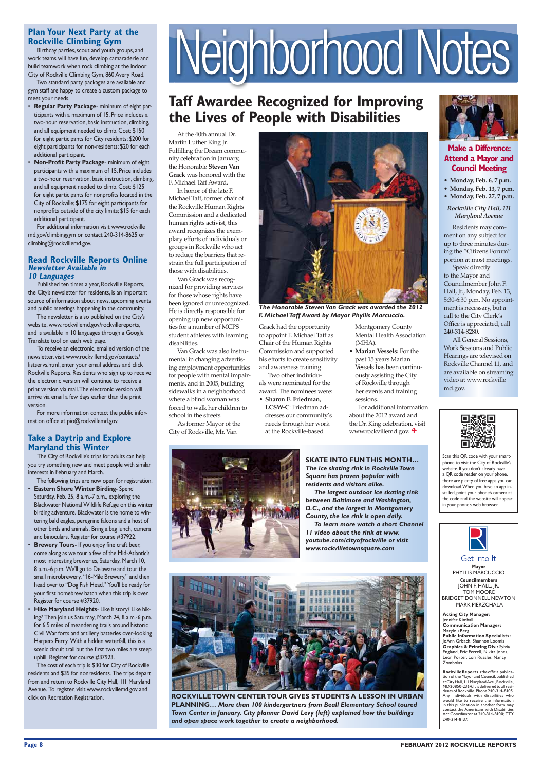# Neighborhood Notes

## Plan Your Next Party at the Rockville Climbing Gym

Birthday parties, scout and youth groups, and work teams will have fun, develop camaraderie and build teamwork when rock climbing at the indoor City of Rockville Climbing Gym, 860 Avery Road.

Two standard party packages are available and gym staff are happy to create a custom package to meet your needs.

- **Regular Party Package**- minimum of eight participants with a maximum of 15. Price includes a two-hour reservation, basic instruction, climbing, and all equipment needed to climb. Cost: $150 for eight participants for City residents; $200 for eight participants for non-residents; $20 for each additional participant.
- **Non-Profit Party Package**- minimum of eight participants with a maximum of 15. Price includes a two-hour reservation, basic instruction, climbing, and all equipment needed to climb. Cost: $125 for eight participants for nonprofits located in the City of Rockville; $175 for eight participants for nonprofits outside of the city limits; $15 for each additional participant.

For additional information visit www.rockvillemd.gov/climbinggym or contact 240-314-8625 or climbing@rockvillemd.gov.

## Read Rockville Reports Online
### *Newsletter Available in 10 Languages*

Published ten times a year, Rockville Reports, the City's newsletter for residents, is an important source of information about news, upcoming events and public meetings happening in the community.

The newsletter is also published on the City's website, www.rockvillemd.gov/rockvillereports, and is available in 10 languages through a Google Translate tool on each web page.

To receive an electronic, emailed version of the newsletter, visit www.rockvillemd.gov/contacts/listservs.html, enter your email address and click Rockville Reports. Residents who sign up to receive the electronic version will continue to receive a print version via mail. The electronic version will arrive via email a few days earlier than the print version.

For more information contact the public information office at pio@rockvillemd.gov.

## Take a Daytrip and Explore Maryland this Winter

The City of Rockville's trips for adults can help you try something new and meet people with similar interests in February and March.

The following trips are now open for registration.

- **Eastern Shore Winter Birding**- Spend Saturday, Feb. 25, 8 a.m.-7 p.m., exploring the Blackwater National Wildlife Refuge on this winter birding adventure. Blackwater is the home to wintering bald eagles, peregrine falcons and a host of other birds and animals. Bring a bag lunch, camera and binoculars. Register for course #37922.
- **Brewery Tours**- If you enjoy fine craft beer, come along as we tour a few of the Mid-Atlantic's most interesting breweries, Saturday, March 10, 8 a.m.-6 p.m. We'll go to Delaware and tour the small microbrewery, "16-Mile Brewery," and then head over to "Dog Fish Head." You'll be ready for your first homebrew batch when this trip is over. Register for course #37920.
- **Hike Maryland Heights**- Like history? Like hiking? Then join us Saturday, March 24, 8 a.m.-6 p.m. for 6.5 miles of meandering trails around historic Civil War forts and artillery batteries over-looking Harpers Ferry. With a hidden waterfall, this is a scenic circuit trail but the first two miles are steep uphill. Register for course #37923.

The cost of each trip is $30 for City of Rockville residents and $35 for nonresidents. The trips depart from and return to Rockville City Hall, 111 Maryland Avenue. To register, visit www.rockvillemd.gov and click on Recreation Registration.

## Taff Awardee Recognized for Improving the Lives of People with Disabilities

At the 40th annual Dr. Martin Luther King Jr. Fulfilling the Dream community celebration in January, the Honorable **Steven Van Grack** was honored with the F. Michael Taff Award.

In honor of the late F. Michael Taff, former chair of the Rockville Human Rights Commission and a dedicated human rights activist, this award recognizes the exemplary efforts of individuals or groups in Rockville who act to reduce the barriers that restrain the full participation of those with disabilities.

Van Grack was recognized for providing services for those whose rights have been ignored or unrecognized. He is directly responsible for opening up new opportunities for a number of MCPS student athletes with learning disabilities.

Van Grack was also instrumental in changing advertising employment opportunities for people with mental impairments, and in 2005, building sidewalks in a neighborhood where a blind woman was forced to walk her children to school in the streets.

As former Mayor of the City of Rockville, Mr. Van Grack had the opportunity to appoint F. Michael Taff as Chair of the Human Rights Commission and supported his efforts to create sensitivity and awareness training.

*The Honorable Steven Van Grack was awarded the 2012 F. Michael Taff Award by Mayor Phyllis Marcuccio.*

Two other individuals were nominated for the award. The nominees were:

- **Sharon E. Friedman, LCSW-C**: Friedman addresses our community's needs through her work at the Rockville-based Montgomery County Mental Health Association (MHA).
- **Marian Vessels:** For the past 15 years Marian Vessels has been continuously assisting the City of Rockville through her events and training sessions.

For additional information about the 2012 award and the Dr. King celebration, visit www.rockvillemd.gov.

**SKATE INTO FUN THIS MONTH...** ***The ice skating rink in Rockville Town Square has proven popular with residents and visitors alike.***

***The largest outdoor ice skating rink between Baltimore and Washington, D.C., and the largest in Montgomery County, the ice rink is open daily.***

***To learn more watch a short Channel 11 video about the rink at www.youtube.com/cityofrockville or visit www.rockvilletownsquare.com***

**ROCKVILLE TOWN CENTER TOUR GIVES STUDENTS A LESSON IN URBAN PLANNING...** ***More than 100 kindergartners from Beall Elementary School toured Town Center in January. City planner David Levy (left) explained how the buildings and open space work together to create a neighborhood.***

## Make a Difference: Attend a Mayor and Council Meeting

- Monday, Feb. 6, 7 p.m.
- Monday, Feb. 13, 7 p.m.
- Monday, Feb. 27, 7 p.m.

*Rockville City Hall, 111 Maryland Avenue*

Residents may comment on any subject for up to three minutes during the "Citizens Forum" portion at most meetings.

Speak directly to the Mayor and Councilmember John F. Hall, Jr., Monday, Feb. 13, 5:30-6:30 p.m. No appointment is necessary, but a call to the City Clerk's Office is appreciated, call 240-314-8280.

All General Sessions, Work Sessions and Public Hearings are televised on Rockville Channel 11, and are available on streaming video at www.rockvillemd.gov.

Scan this QR code with your smartphone to visit the City of Rockville's website. If you don't already have a QR code reader on your phone, there are plenty of free apps you can download. When you have an app installed, point your phone's camera at the code and the website will appear in your phone's web browser.

### Get Into It

**Mayor**
PHYLLIS MARCUCCIO

**Councilmembers**
JOHN F. HALL, JR.
TOM MOORE
BRIDGET DONNELL NEWTON
MARK PIERZCHALA

**Acting City Manager:** Jennifer Kimball
**Communication Manager:** Marylou Berg
**Public Information Specialists:** JoAnn Grbach, Shannon Loomis
**Graphics & Printing Div.:** Sylvia England, Eric Ferrell, Nikita Jones, Leon Porter, Lori Russler, Nancy Zombolas

**Rockville Reports** is the official publication of the Mayor and Council, published at City Hall, 111 Maryland Ave., Rockville, MD 20850-2364. It is delivered to all residents of Rockville. Phone 240-314-8105. Any individuals with disabilities who would like to receive the information in this publication in another form may contact the Americans with Disabilities Act Coordinator at 240-314-8100; TTY 240-314-8137.